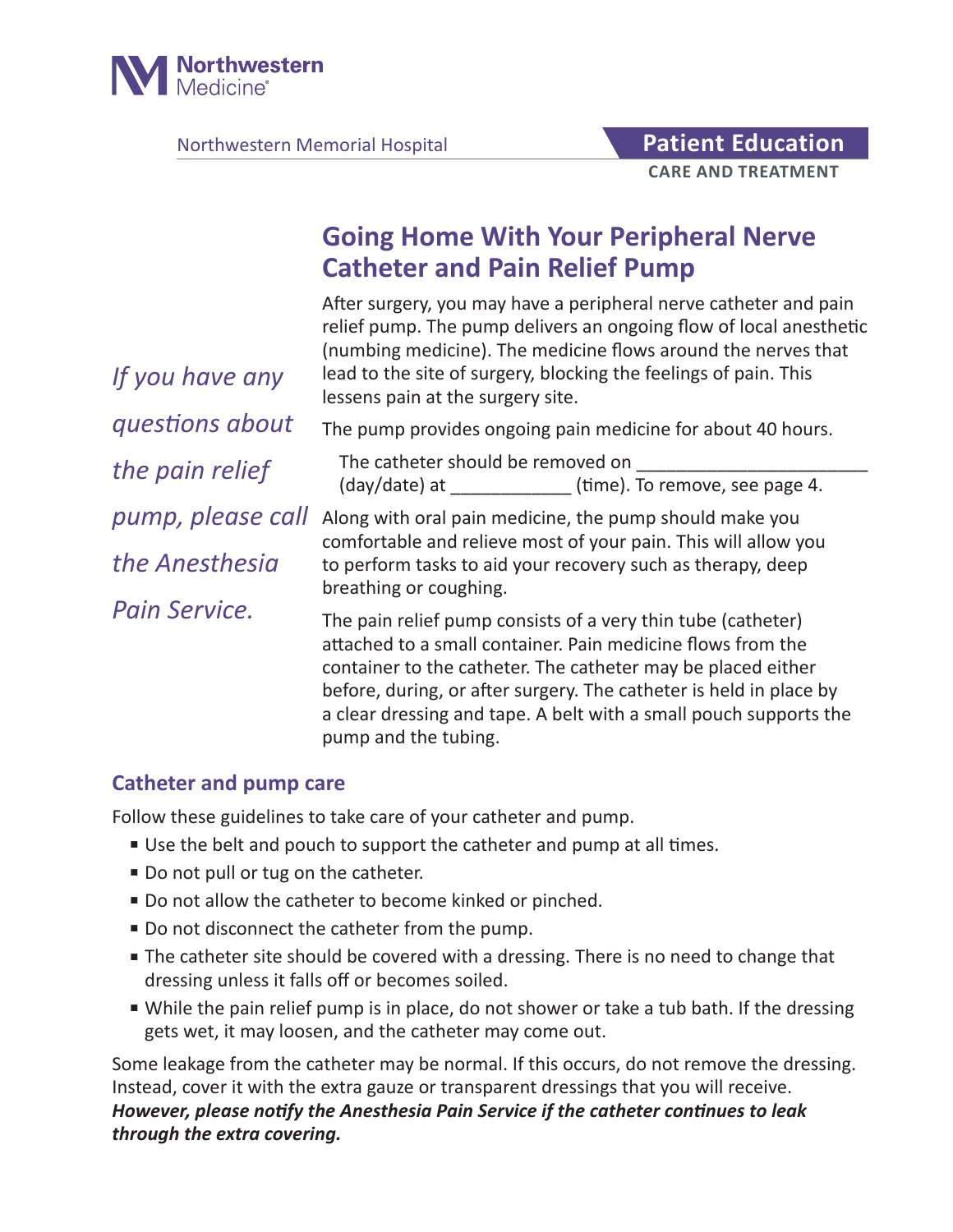Northwestern Medicine

Northwestern Memorial Hospital

**Patient Education**

**CARE AND TREATMENT**

# Going Home With Your Peripheral Nerve Catheter and Pain Relief Pump

*If you have any questions about the pain relief pump, please call the Anesthesia Pain Service.*

After surgery, you may have a peripheral nerve catheter and pain relief pump. The pump delivers an ongoing flow of local anesthetic (numbing medicine). The medicine flows around the nerves that lead to the site of surgery, blocking the feelings of pain. This lessens pain at the surgery site.

The pump provides ongoing pain medicine for about 40 hours.

> The catheter should be removed on _______________________ (day/date) at ____________ (time). To remove, see page 4.

Along with oral pain medicine, the pump should make you comfortable and relieve most of your pain. This will allow you to perform tasks to aid your recovery such as therapy, deep breathing or coughing.

The pain relief pump consists of a very thin tube (catheter) attached to a small container. Pain medicine flows from the container to the catheter. The catheter may be placed either before, during, or after surgery. The catheter is held in place by a clear dressing and tape. A belt with a small pouch supports the pump and the tubing.

## Catheter and pump care

Follow these guidelines to take care of your catheter and pump.

- Use the belt and pouch to support the catheter and pump at all times.
- Do not pull or tug on the catheter.
- Do not allow the catheter to become kinked or pinched.
- Do not disconnect the catheter from the pump.
- The catheter site should be covered with a dressing. There is no need to change that dressing unless it falls off or becomes soiled.
- While the pain relief pump is in place, do not shower or take a tub bath. If the dressing gets wet, it may loosen, and the catheter may come out.

Some leakage from the catheter may be normal. If this occurs, do not remove the dressing. Instead, cover it with the extra gauze or transparent dressings that you will receive. ***However, please notify the Anesthesia Pain Service if the catheter continues to leak through the extra covering.***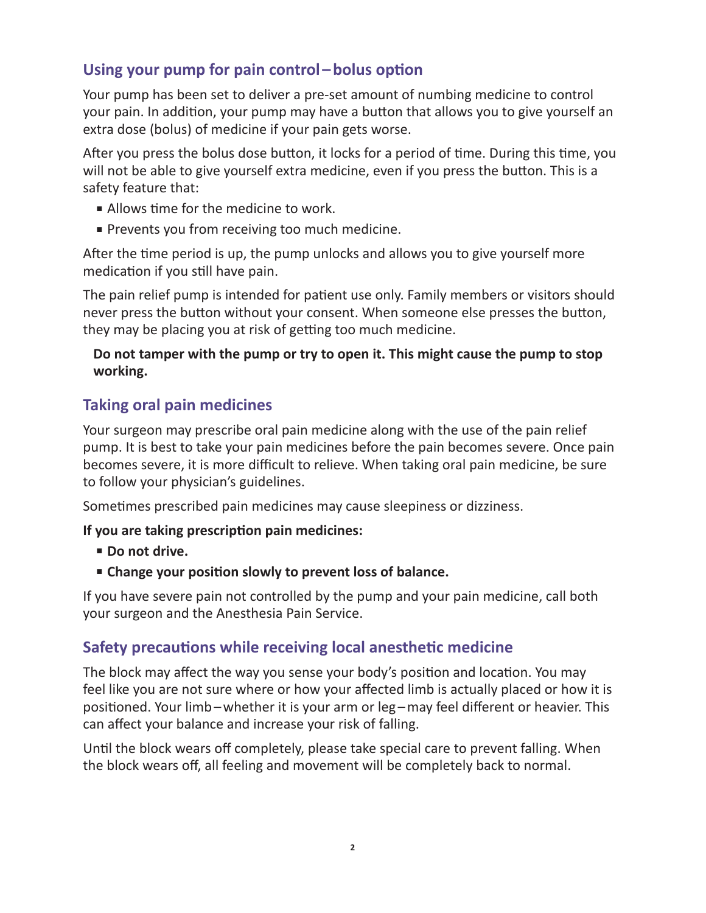## Using your pump for pain control – bolus option

Your pump has been set to deliver a pre-set amount of numbing medicine to control your pain. In addition, your pump may have a button that allows you to give yourself an extra dose (bolus) of medicine if your pain gets worse.

After you press the bolus dose button, it locks for a period of time. During this time, you will not be able to give yourself extra medicine, even if you press the button. This is a safety feature that:

- Allows time for the medicine to work.
- Prevents you from receiving too much medicine.

After the time period is up, the pump unlocks and allows you to give yourself more medication if you still have pain.

The pain relief pump is intended for patient use only. Family members or visitors should never press the button without your consent. When someone else presses the button, they may be placing you at risk of getting too much medicine.

**Do not tamper with the pump or try to open it. This might cause the pump to stop working.**

## Taking oral pain medicines

Your surgeon may prescribe oral pain medicine along with the use of the pain relief pump. It is best to take your pain medicines before the pain becomes severe. Once pain becomes severe, it is more difficult to relieve. When taking oral pain medicine, be sure to follow your physician's guidelines.

Sometimes prescribed pain medicines may cause sleepiness or dizziness.

**If you are taking prescription pain medicines:**

- **Do not drive.**
- **Change your position slowly to prevent loss of balance.**

If you have severe pain not controlled by the pump and your pain medicine, call both your surgeon and the Anesthesia Pain Service.

## Safety precautions while receiving local anesthetic medicine

The block may affect the way you sense your body's position and location. You may feel like you are not sure where or how your affected limb is actually placed or how it is positioned. Your limb – whether it is your arm or leg – may feel different or heavier. This can affect your balance and increase your risk of falling.

Until the block wears off completely, please take special care to prevent falling. When the block wears off, all feeling and movement will be completely back to normal.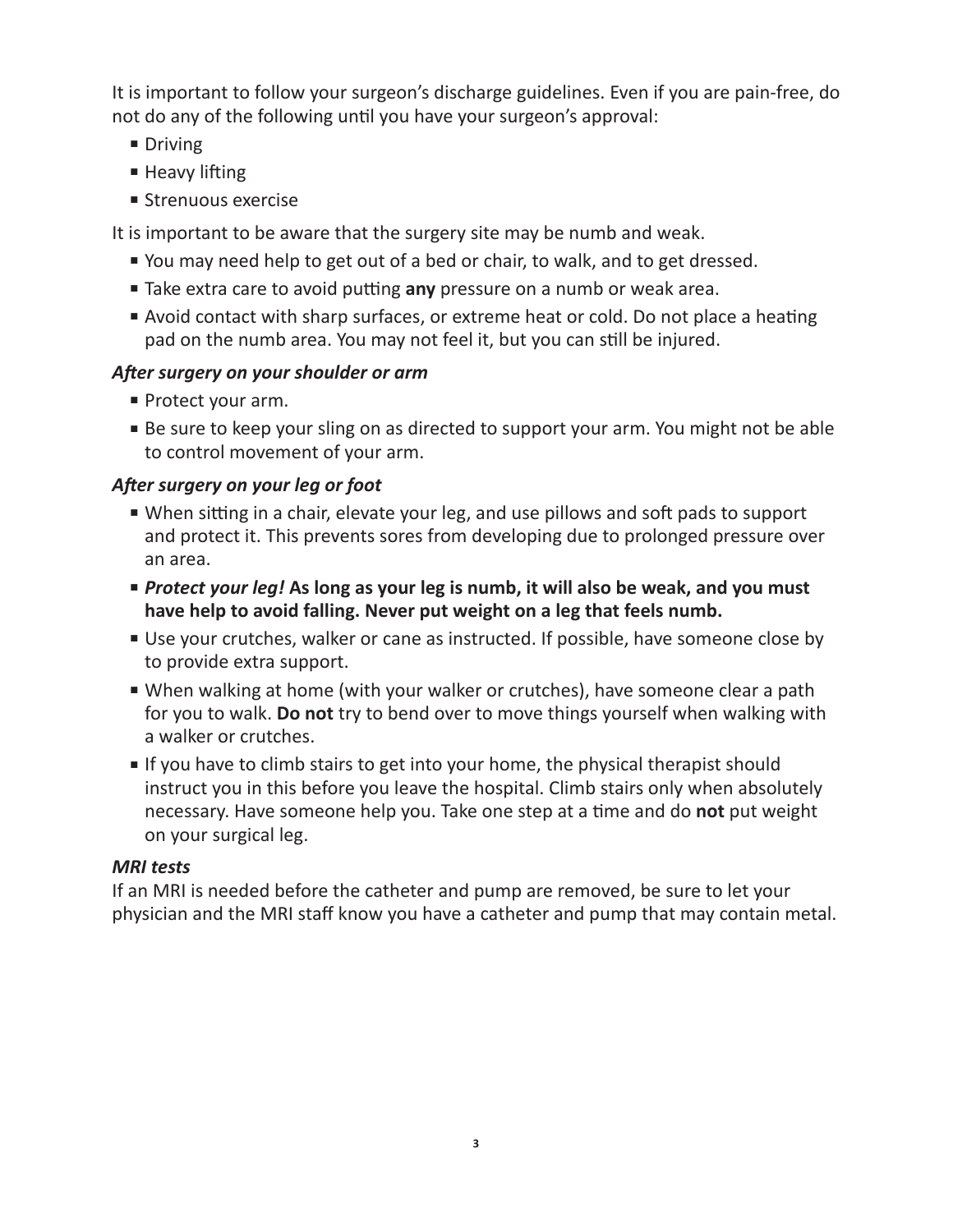It is important to follow your surgeon's discharge guidelines. Even if you are pain-free, do not do any of the following until you have your surgeon's approval:

- Driving
- Heavy lifting
- Strenuous exercise

It is important to be aware that the surgery site may be numb and weak.

- You may need help to get out of a bed or chair, to walk, and to get dressed.
- Take extra care to avoid putting **any** pressure on a numb or weak area.
- Avoid contact with sharp surfaces, or extreme heat or cold. Do not place a heating pad on the numb area. You may not feel it, but you can still be injured.

### *After surgery on your shoulder or arm*

- Protect your arm.
- Be sure to keep your sling on as directed to support your arm. You might not be able to control movement of your arm.

### *After surgery on your leg or foot*

- When sitting in a chair, elevate your leg, and use pillows and soft pads to support and protect it. This prevents sores from developing due to prolonged pressure over an area.
- ***Protect your leg!*** **As long as your leg is numb, it will also be weak, and you must have help to avoid falling. Never put weight on a leg that feels numb.**
- Use your crutches, walker or cane as instructed. If possible, have someone close by to provide extra support.
- When walking at home (with your walker or crutches), have someone clear a path for you to walk. **Do not** try to bend over to move things yourself when walking with a walker or crutches.
- If you have to climb stairs to get into your home, the physical therapist should instruct you in this before you leave the hospital. Climb stairs only when absolutely necessary. Have someone help you. Take one step at a time and do **not** put weight on your surgical leg.

### *MRI tests*

If an MRI is needed before the catheter and pump are removed, be sure to let your physician and the MRI staff know you have a catheter and pump that may contain metal.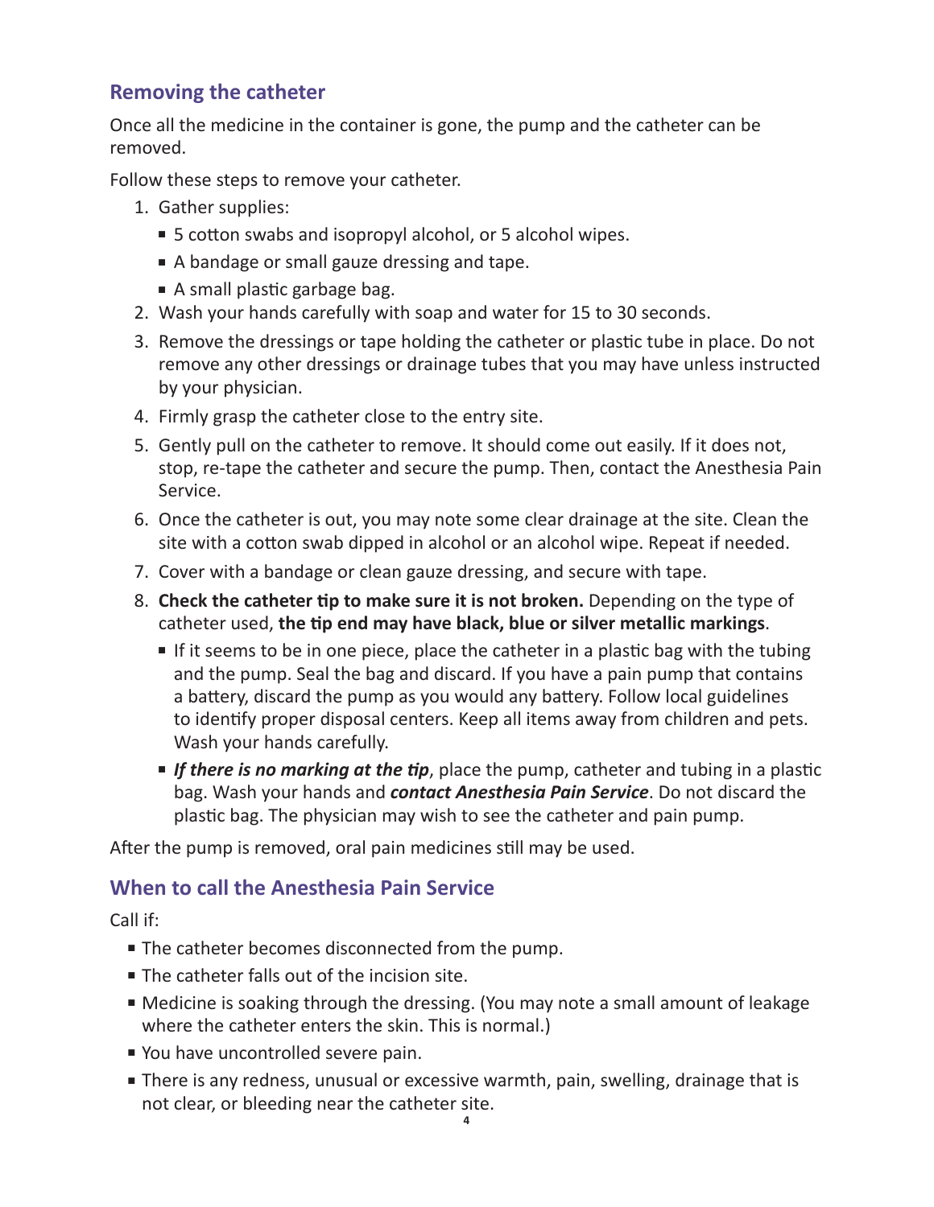## Removing the catheter

Once all the medicine in the container is gone, the pump and the catheter can be removed.

Follow these steps to remove your catheter.

1. Gather supplies:
   - 5 cotton swabs and isopropyl alcohol, or 5 alcohol wipes.
   - A bandage or small gauze dressing and tape.
   - A small plastic garbage bag.
2. Wash your hands carefully with soap and water for 15 to 30 seconds.
3. Remove the dressings or tape holding the catheter or plastic tube in place. Do not remove any other dressings or drainage tubes that you may have unless instructed by your physician.
4. Firmly grasp the catheter close to the entry site.
5. Gently pull on the catheter to remove. It should come out easily. If it does not, stop, re-tape the catheter and secure the pump. Then, contact the Anesthesia Pain Service.
6. Once the catheter is out, you may note some clear drainage at the site. Clean the site with a cotton swab dipped in alcohol or an alcohol wipe. Repeat if needed.
7. Cover with a bandage or clean gauze dressing, and secure with tape.
8. **Check the catheter tip to make sure it is not broken.** Depending on the type of catheter used, **the tip end may have black, blue or silver metallic markings**.
   - If it seems to be in one piece, place the catheter in a plastic bag with the tubing and the pump. Seal the bag and discard. If you have a pain pump that contains a battery, discard the pump as you would any battery. Follow local guidelines to identify proper disposal centers. Keep all items away from children and pets. Wash your hands carefully.
   - ***If there is no marking at the tip***, place the pump, catheter and tubing in a plastic bag. Wash your hands and ***contact Anesthesia Pain Service***. Do not discard the plastic bag. The physician may wish to see the catheter and pain pump.

After the pump is removed, oral pain medicines still may be used.

## When to call the Anesthesia Pain Service

Call if:

- The catheter becomes disconnected from the pump.
- The catheter falls out of the incision site.
- Medicine is soaking through the dressing. (You may note a small amount of leakage where the catheter enters the skin. This is normal.)
- You have uncontrolled severe pain.
- There is any redness, unusual or excessive warmth, pain, swelling, drainage that is not clear, or bleeding near the catheter site.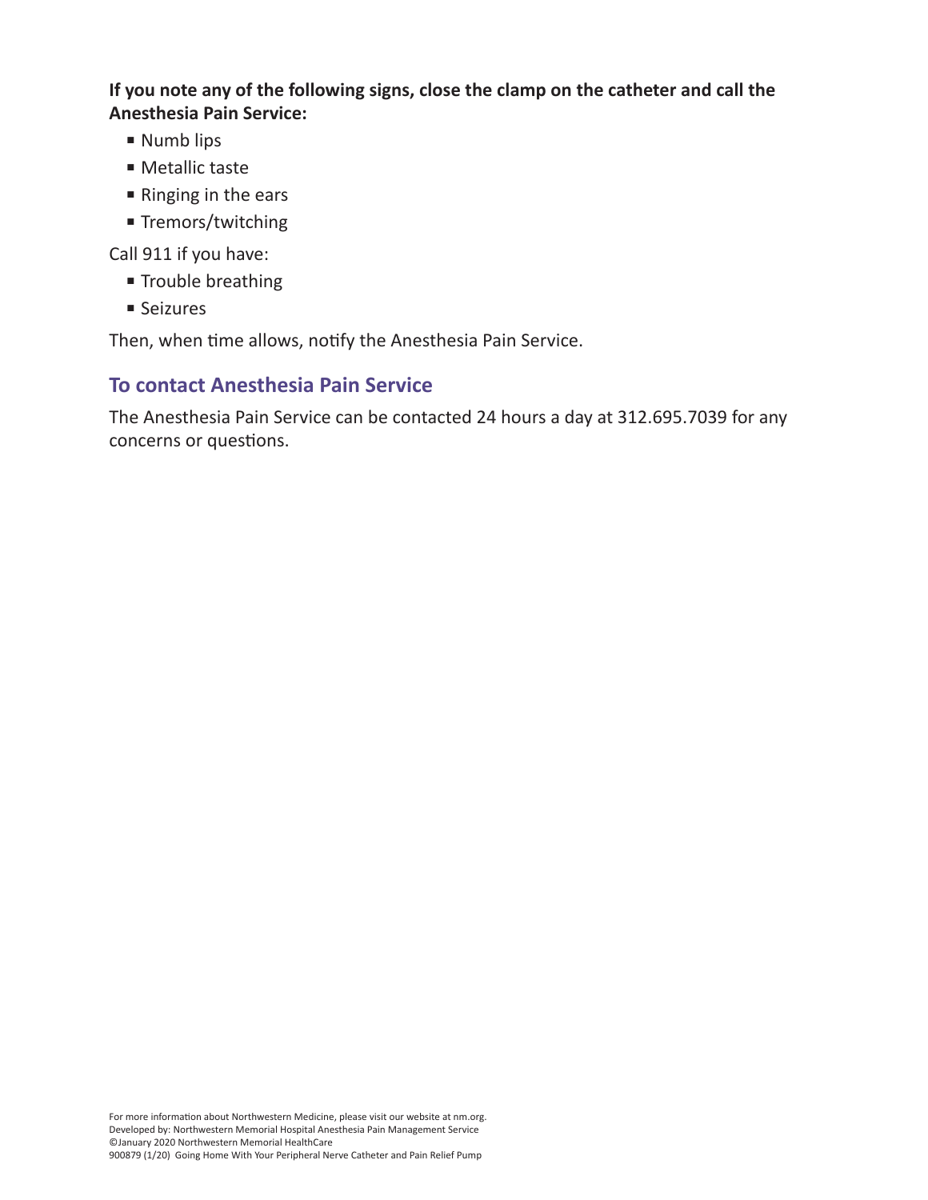**If you note any of the following signs, close the clamp on the catheter and call the Anesthesia Pain Service:**

- Numb lips
- Metallic taste
- Ringing in the ears
- Tremors/twitching

Call 911 if you have:

- Trouble breathing
- Seizures

Then, when time allows, notify the Anesthesia Pain Service.

## To contact Anesthesia Pain Service

The Anesthesia Pain Service can be contacted 24 hours a day at 312.695.7039 for any concerns or questions.

For more information about Northwestern Medicine, please visit our website at nm.org.
Developed by: Northwestern Memorial Hospital Anesthesia Pain Management Service
©January 2020 Northwestern Memorial HealthCare
900879 (1/20) Going Home With Your Peripheral Nerve Catheter and Pain Relief Pump